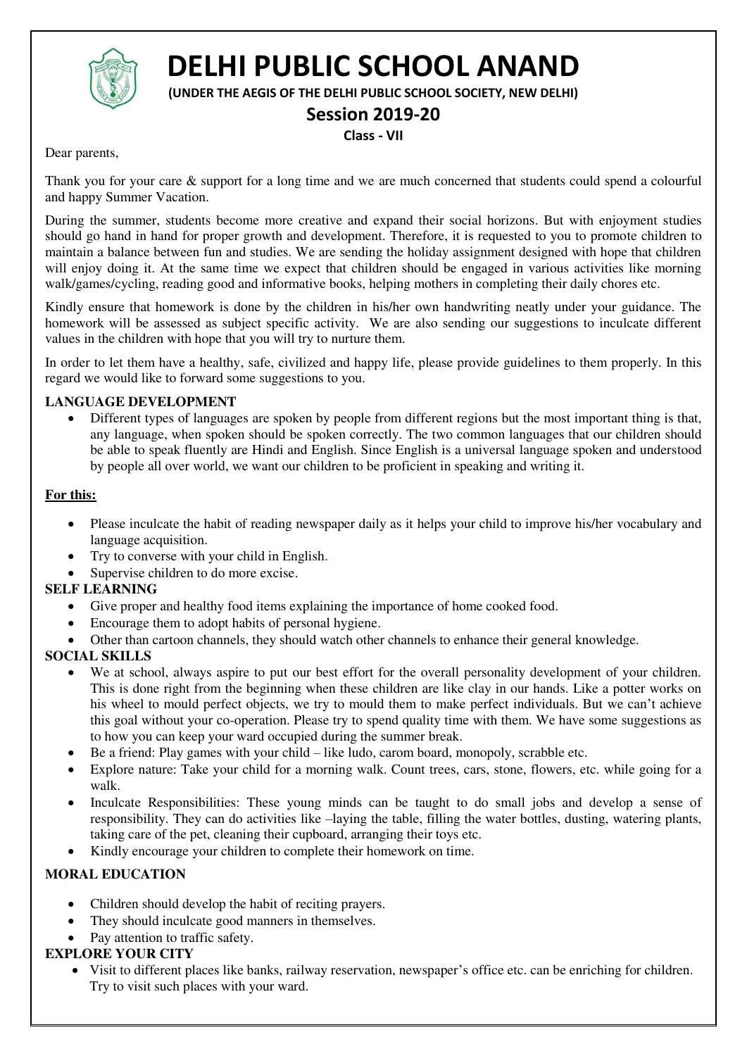# DELHI PUBLIC SCHOOL ANAND

**(UNDER THE AEGIS OF THE DELHI PUBLIC SCHOOL SOCIETY, NEW DELHI)**

## Session 2019-20

**Class - VII**

Dear parents,

Thank you for your care & support for a long time and we are much concerned that students could spend a colourful and happy Summer Vacation.

During the summer, students become more creative and expand their social horizons. But with enjoyment studies should go hand in hand for proper growth and development. Therefore, it is requested to you to promote children to maintain a balance between fun and studies. We are sending the holiday assignment designed with hope that children will enjoy doing it. At the same time we expect that children should be engaged in various activities like morning walk/games/cycling, reading good and informative books, helping mothers in completing their daily chores etc.

Kindly ensure that homework is done by the children in his/her own handwriting neatly under your guidance. The homework will be assessed as subject specific activity. We are also sending our suggestions to inculcate different values in the children with hope that you will try to nurture them.

In order to let them have a healthy, safe, civilized and happy life, please provide guidelines to them properly. In this regard we would like to forward some suggestions to you.

**LANGUAGE DEVELOPMENT**

- Different types of languages are spoken by people from different regions but the most important thing is that, any language, when spoken should be spoken correctly. The two common languages that our children should be able to speak fluently are Hindi and English. Since English is a universal language spoken and understood by people all over world, we want our children to be proficient in speaking and writing it.

**<u>For this:</u>**

- Please inculcate the habit of reading newspaper daily as it helps your child to improve his/her vocabulary and language acquisition.
- Try to converse with your child in English.
- Supervise children to do more excise.

**SELF LEARNING**

- Give proper and healthy food items explaining the importance of home cooked food.
- Encourage them to adopt habits of personal hygiene.
- Other than cartoon channels, they should watch other channels to enhance their general knowledge.

**SOCIAL SKILLS**

- We at school, always aspire to put our best effort for the overall personality development of your children. This is done right from the beginning when these children are like clay in our hands. Like a potter works on his wheel to mould perfect objects, we try to mould them to make perfect individuals. But we can't achieve this goal without your co-operation. Please try to spend quality time with them. We have some suggestions as to how you can keep your ward occupied during the summer break.
- Be a friend: Play games with your child – like ludo, carom board, monopoly, scrabble etc.
- Explore nature: Take your child for a morning walk. Count trees, cars, stone, flowers, etc. while going for a walk.
- Inculcate Responsibilities: These young minds can be taught to do small jobs and develop a sense of responsibility. They can do activities like –laying the table, filling the water bottles, dusting, watering plants, taking care of the pet, cleaning their cupboard, arranging their toys etc.
- Kindly encourage your children to complete their homework on time.

**MORAL EDUCATION**

- Children should develop the habit of reciting prayers.
- They should inculcate good manners in themselves.
- Pay attention to traffic safety.

**EXPLORE YOUR CITY**

- Visit to different places like banks, railway reservation, newspaper's office etc. can be enriching for children. Try to visit such places with your ward.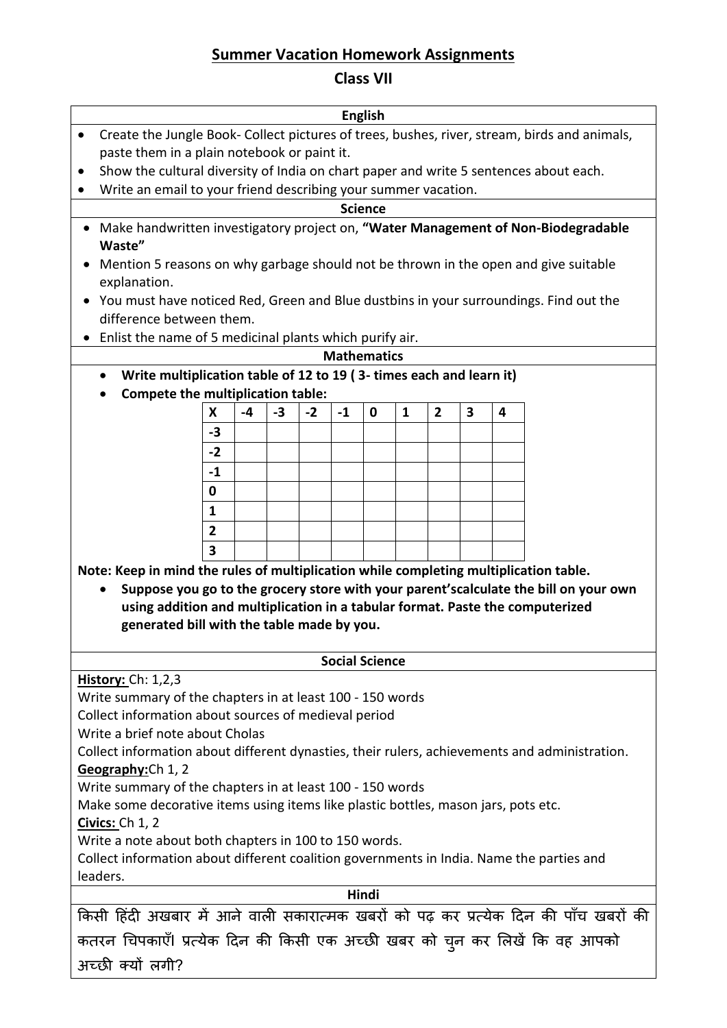## Summer Vacation Homework Assignments

## Class VII

### English

- Create the Jungle Book- Collect pictures of trees, bushes, river, stream, birds and animals, paste them in a plain notebook or paint it.
- Show the cultural diversity of India on chart paper and write 5 sentences about each.
- Write an email to your friend describing your summer vacation.

### Science

- Make handwritten investigatory project on, **"Water Management of Non-Biodegradable Waste"**
- Mention 5 reasons on why garbage should not be thrown in the open and give suitable explanation.
- You must have noticed Red, Green and Blue dustbins in your surroundings. Find out the difference between them.
- Enlist the name of 5 medicinal plants which purify air.

### Mathematics

- **Write multiplication table of 12 to 19 ( 3- times each and learn it)**
- **Compete the multiplication table:**

| X | -4 | -3 | -2 | -1 | 0 | 1 | 2 | 3 | 4 |
|---|---|---|---|---|---|---|---|---|---|
| -3 | | | | | | | | | |
| -2 | | | | | | | | | |
| -1 | | | | | | | | | |
| 0 | | | | | | | | | |
| 1 | | | | | | | | | |
| 2 | | | | | | | | | |
| 3 | | | | | | | | | |

**Note: Keep in mind the rules of multiplication while completing multiplication table.**

- **Suppose you go to the grocery store with your parent'scalculate the bill on your own using addition and multiplication in a tabular format. Paste the computerized generated bill with the table made by you.**

### Social Science

**History:** Ch: 1,2,3

Write summary of the chapters in at least 100 - 150 words

Collect information about sources of medieval period

Write a brief note about Cholas

Collect information about different dynasties, their rulers, achievements and administration.

**Geography:** Ch 1, 2

Write summary of the chapters in at least 100 - 150 words

Make some decorative items using items like plastic bottles, mason jars, pots etc.

**Civics:** Ch 1, 2

Write a note about both chapters in 100 to 150 words.

Collect information about different coalition governments in India. Name the parties and leaders.

### Hindi

किसी हिंदी अखबार में आने वाली सकारात्मक खबरों को पढ़ कर प्रत्येक दिन की पाँच खबरों की कतरन चिपकाएँ। प्रत्येक दिन की किसी एक अच्छी खबर को चुन कर लिखें कि वह आपको अच्छी क्यों लगी?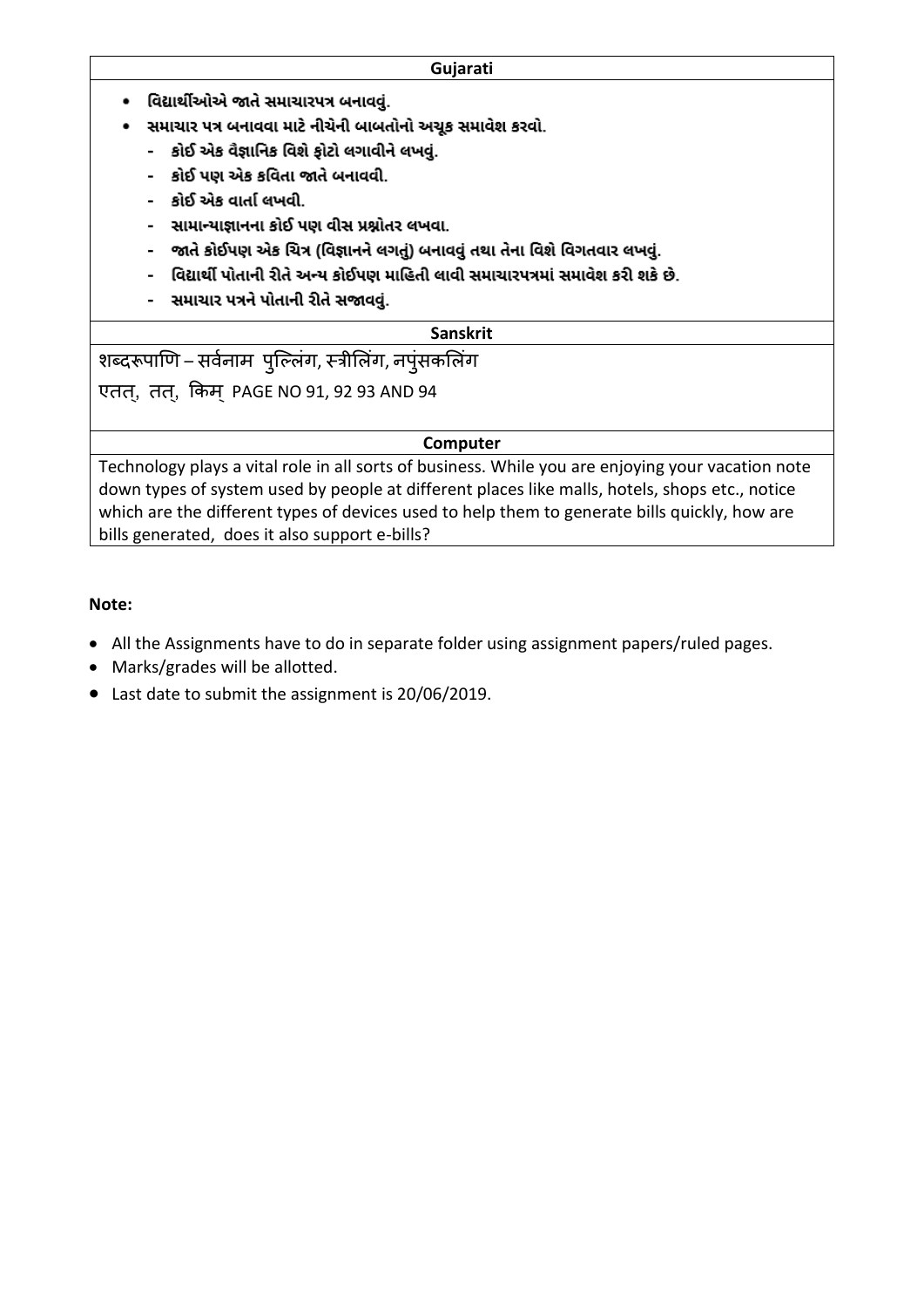## Gujarati

- વિદ્યાર્થીઓએ જાતે સમાચારપત્ર બનાવવું.
- સમાચાર પત્ર બનાવવા માટે નીચેની બાબતોનો અચૂક સમાવેશ કરવો.
  - કોઈ એક વૈજ્ઞાનિક વિશે ફોટો લગાવીને લખવું.
  - કોઈ પણ એક કવિતા જાતે બનાવવી.
  - કોઈ એક વાર્તા લખવી.
  - સામાન્યજ્ઞાનના કોઈ પણ વીસ પ્રશ્નોતર લખવા.
  - જાતે કોઈપણ એક ચિત્ર (વિજ્ઞાનને લગતું) બનાવવું તથા તેના વિશે વિગતવાર લખવું.
  - વિદ્યાર્થી પોતાની રીતે અન્ય કોઈપણ માહિતી લાવી સમાચારપત્રમાં સમાવેશ કરી શકે છે.
  - સમાચાર પત્રને પોતાની રીતે સજાવવું.

## Sanskrit

शब्दरूपाणि – सर्वनाम पुल्लिंग, स्त्रीलिंग, नपुंसकलिंग

एतत्, तत्, किम् PAGE NO 91, 92 93 AND 94

## Computer

Technology plays a vital role in all sorts of business. While you are enjoying your vacation note down types of system used by people at different places like malls, hotels, shops etc., notice which are the different types of devices used to help them to generate bills quickly, how are bills generated, does it also support e-bills?

**Note:**

- All the Assignments have to do in separate folder using assignment papers/ruled pages.
- Marks/grades will be allotted.
- Last date to submit the assignment is 20/06/2019.